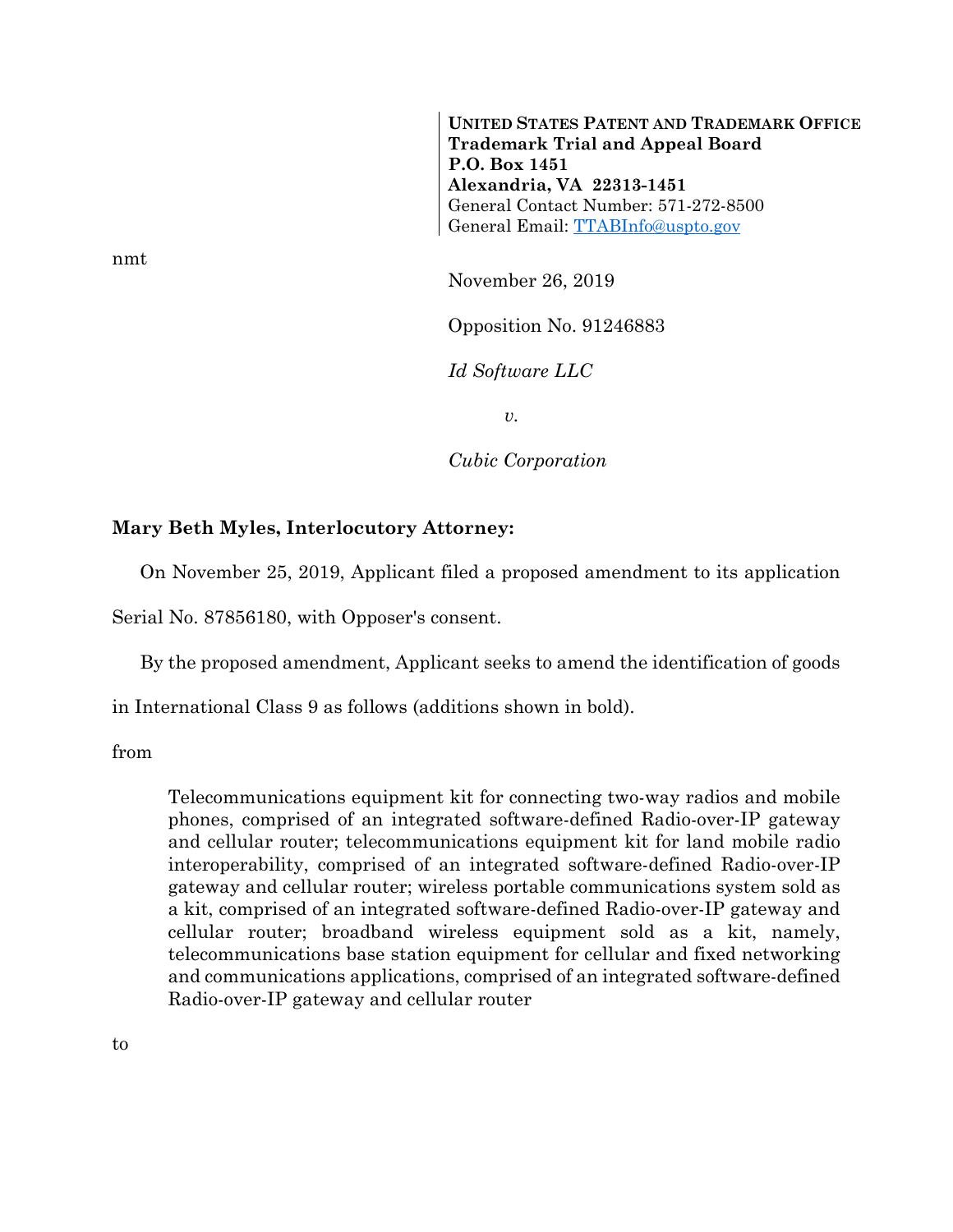**UNITED STATES PATENT AND TRADEMARK OFFICE**
**Trademark Trial and Appeal Board**
**P.O. Box 1451**
**Alexandria, VA 22313-1451**
General Contact Number: 571-272-8500
General Email: TTABInfo@uspto.gov

nmt

November 26, 2019

Opposition No. 91246883

*Id Software LLC*

*v.*

*Cubic Corporation*

**Mary Beth Myles, Interlocutory Attorney:**

On November 25, 2019, Applicant filed a proposed amendment to its application Serial No. 87856180, with Opposer's consent.

By the proposed amendment, Applicant seeks to amend the identification of goods in International Class 9 as follows (additions shown in bold).

from

> Telecommunications equipment kit for connecting two-way radios and mobile phones, comprised of an integrated software-defined Radio-over-IP gateway and cellular router; telecommunications equipment kit for land mobile radio interoperability, comprised of an integrated software-defined Radio-over-IP gateway and cellular router; wireless portable communications system sold as a kit, comprised of an integrated software-defined Radio-over-IP gateway and cellular router; broadband wireless equipment sold as a kit, namely, telecommunications base station equipment for cellular and fixed networking and communications applications, comprised of an integrated software-defined Radio-over-IP gateway and cellular router

to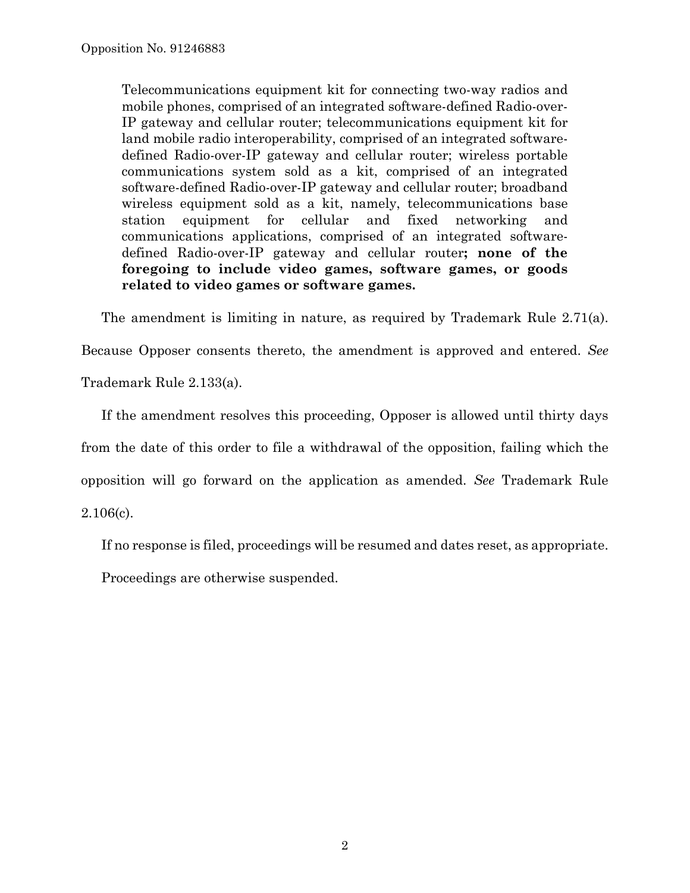> Telecommunications equipment kit for connecting two-way radios and mobile phones, comprised of an integrated software-defined Radio-over-IP gateway and cellular router; telecommunications equipment kit for land mobile radio interoperability, comprised of an integrated software-defined Radio-over-IP gateway and cellular router; wireless portable communications system sold as a kit, comprised of an integrated software-defined Radio-over-IP gateway and cellular router; broadband wireless equipment sold as a kit, namely, telecommunications base station equipment for cellular and fixed networking and communications applications, comprised of an integrated software-defined Radio-over-IP gateway and cellular router**; none of the foregoing to include video games, software games, or goods related to video games or software games.**

The amendment is limiting in nature, as required by Trademark Rule 2.71(a). Because Opposer consents thereto, the amendment is approved and entered. *See* Trademark Rule 2.133(a).

If the amendment resolves this proceeding, Opposer is allowed until thirty days from the date of this order to file a withdrawal of the opposition, failing which the opposition will go forward on the application as amended. *See* Trademark Rule 2.106(c).

If no response is filed, proceedings will be resumed and dates reset, as appropriate.

Proceedings are otherwise suspended.